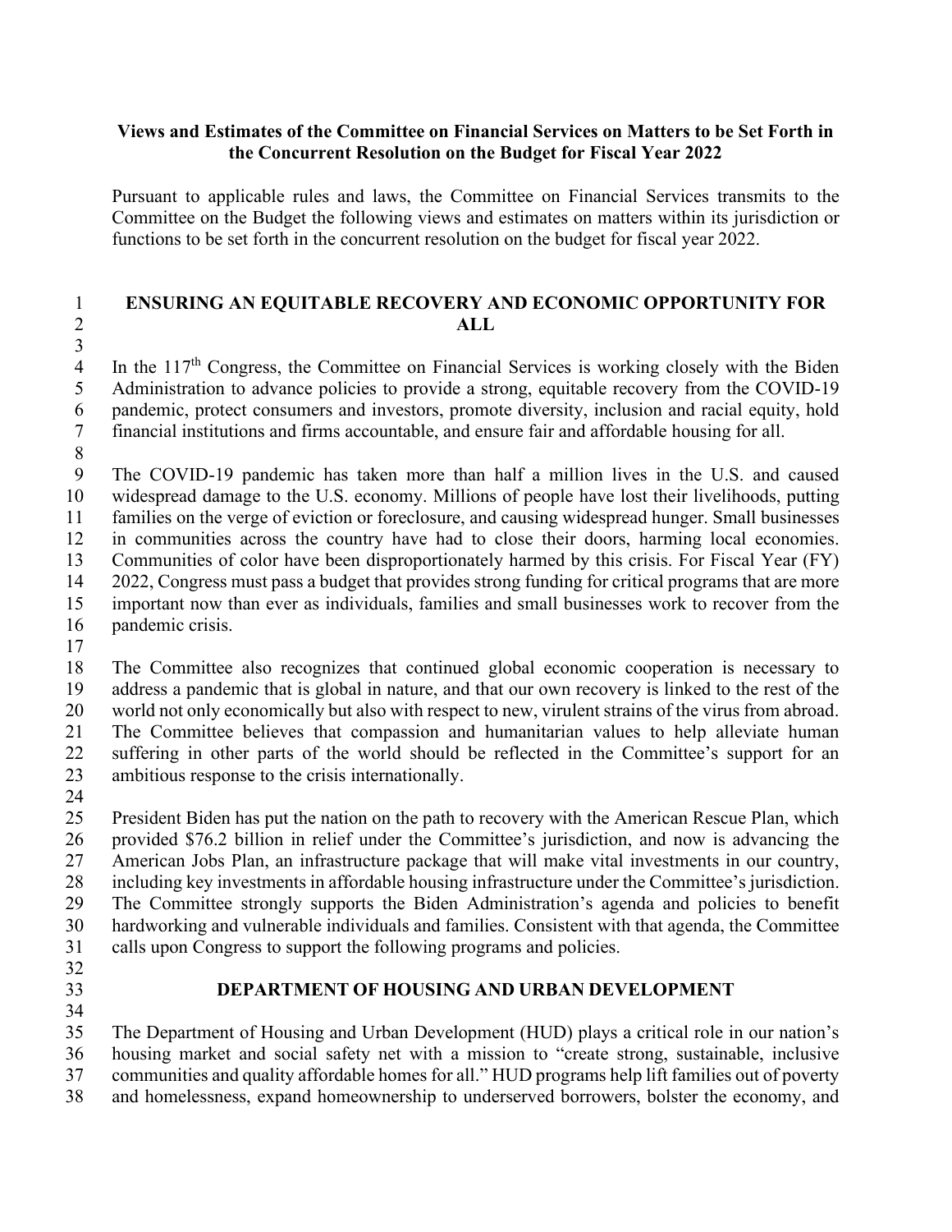**Views and Estimates of the Committee on Financial Services on Matters to be Set Forth in the Concurrent Resolution on the Budget for Fiscal Year 2022**

Pursuant to applicable rules and laws, the Committee on Financial Services transmits to the Committee on the Budget the following views and estimates on matters within its jurisdiction or functions to be set forth in the concurrent resolution on the budget for fiscal year 2022.

## ENSURING AN EQUITABLE RECOVERY AND ECONOMIC OPPORTUNITY FOR ALL

In the 117th Congress, the Committee on Financial Services is working closely with the Biden Administration to advance policies to provide a strong, equitable recovery from the COVID-19 pandemic, protect consumers and investors, promote diversity, inclusion and racial equity, hold financial institutions and firms accountable, and ensure fair and affordable housing for all.

The COVID-19 pandemic has taken more than half a million lives in the U.S. and caused widespread damage to the U.S. economy. Millions of people have lost their livelihoods, putting families on the verge of eviction or foreclosure, and causing widespread hunger. Small businesses in communities across the country have had to close their doors, harming local economies. Communities of color have been disproportionately harmed by this crisis. For Fiscal Year (FY) 2022, Congress must pass a budget that provides strong funding for critical programs that are more important now than ever as individuals, families and small businesses work to recover from the pandemic crisis.

The Committee also recognizes that continued global economic cooperation is necessary to address a pandemic that is global in nature, and that our own recovery is linked to the rest of the world not only economically but also with respect to new, virulent strains of the virus from abroad. The Committee believes that compassion and humanitarian values to help alleviate human suffering in other parts of the world should be reflected in the Committee's support for an ambitious response to the crisis internationally.

President Biden has put the nation on the path to recovery with the American Rescue Plan, which provided $76.2 billion in relief under the Committee's jurisdiction, and now is advancing the American Jobs Plan, an infrastructure package that will make vital investments in our country, including key investments in affordable housing infrastructure under the Committee's jurisdiction. The Committee strongly supports the Biden Administration's agenda and policies to benefit hardworking and vulnerable individuals and families. Consistent with that agenda, the Committee calls upon Congress to support the following programs and policies.

## DEPARTMENT OF HOUSING AND URBAN DEVELOPMENT

The Department of Housing and Urban Development (HUD) plays a critical role in our nation's housing market and social safety net with a mission to "create strong, sustainable, inclusive communities and quality affordable homes for all." HUD programs help lift families out of poverty and homelessness, expand homeownership to underserved borrowers, bolster the economy, and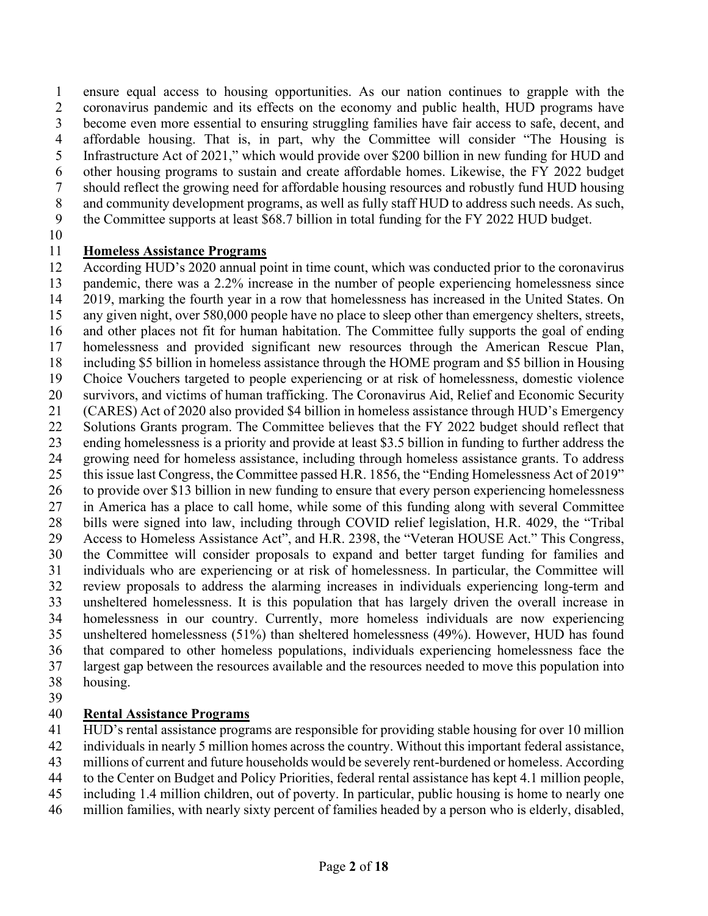ensure equal access to housing opportunities. As our nation continues to grapple with the coronavirus pandemic and its effects on the economy and public health, HUD programs have become even more essential to ensuring struggling families have fair access to safe, decent, and affordable housing. That is, in part, why the Committee will consider "The Housing is Infrastructure Act of 2021," which would provide over $200 billion in new funding for HUD and other housing programs to sustain and create affordable homes. Likewise, the FY 2022 budget should reflect the growing need for affordable housing resources and robustly fund HUD housing and community development programs, as well as fully staff HUD to address such needs. As such, the Committee supports at least $68.7 billion in total funding for the FY 2022 HUD budget.

**Homeless Assistance Programs**

According HUD's 2020 annual point in time count, which was conducted prior to the coronavirus pandemic, there was a 2.2% increase in the number of people experiencing homelessness since 2019, marking the fourth year in a row that homelessness has increased in the United States. On any given night, over 580,000 people have no place to sleep other than emergency shelters, streets, and other places not fit for human habitation. The Committee fully supports the goal of ending homelessness and provided significant new resources through the American Rescue Plan, including $5 billion in homeless assistance through the HOME program and $5 billion in Housing Choice Vouchers targeted to people experiencing or at risk of homelessness, domestic violence survivors, and victims of human trafficking. The Coronavirus Aid, Relief and Economic Security (CARES) Act of 2020 also provided $4 billion in homeless assistance through HUD's Emergency Solutions Grants program. The Committee believes that the FY 2022 budget should reflect that ending homelessness is a priority and provide at least $3.5 billion in funding to further address the growing need for homeless assistance, including through homeless assistance grants. To address this issue last Congress, the Committee passed H.R. 1856, the "Ending Homelessness Act of 2019" to provide over $13 billion in new funding to ensure that every person experiencing homelessness in America has a place to call home, while some of this funding along with several Committee bills were signed into law, including through COVID relief legislation, H.R. 4029, the "Tribal Access to Homeless Assistance Act", and H.R. 2398, the "Veteran HOUSE Act." This Congress, the Committee will consider proposals to expand and better target funding for families and individuals who are experiencing or at risk of homelessness. In particular, the Committee will review proposals to address the alarming increases in individuals experiencing long-term and unsheltered homelessness. It is this population that has largely driven the overall increase in homelessness in our country. Currently, more homeless individuals are now experiencing unsheltered homelessness (51%) than sheltered homelessness (49%). However, HUD has found that compared to other homeless populations, individuals experiencing homelessness face the largest gap between the resources available and the resources needed to move this population into housing.

**Rental Assistance Programs**

HUD's rental assistance programs are responsible for providing stable housing for over 10 million individuals in nearly 5 million homes across the country. Without this important federal assistance, millions of current and future households would be severely rent-burdened or homeless. According to the Center on Budget and Policy Priorities, federal rental assistance has kept 4.1 million people, including 1.4 million children, out of poverty. In particular, public housing is home to nearly one million families, with nearly sixty percent of families headed by a person who is elderly, disabled,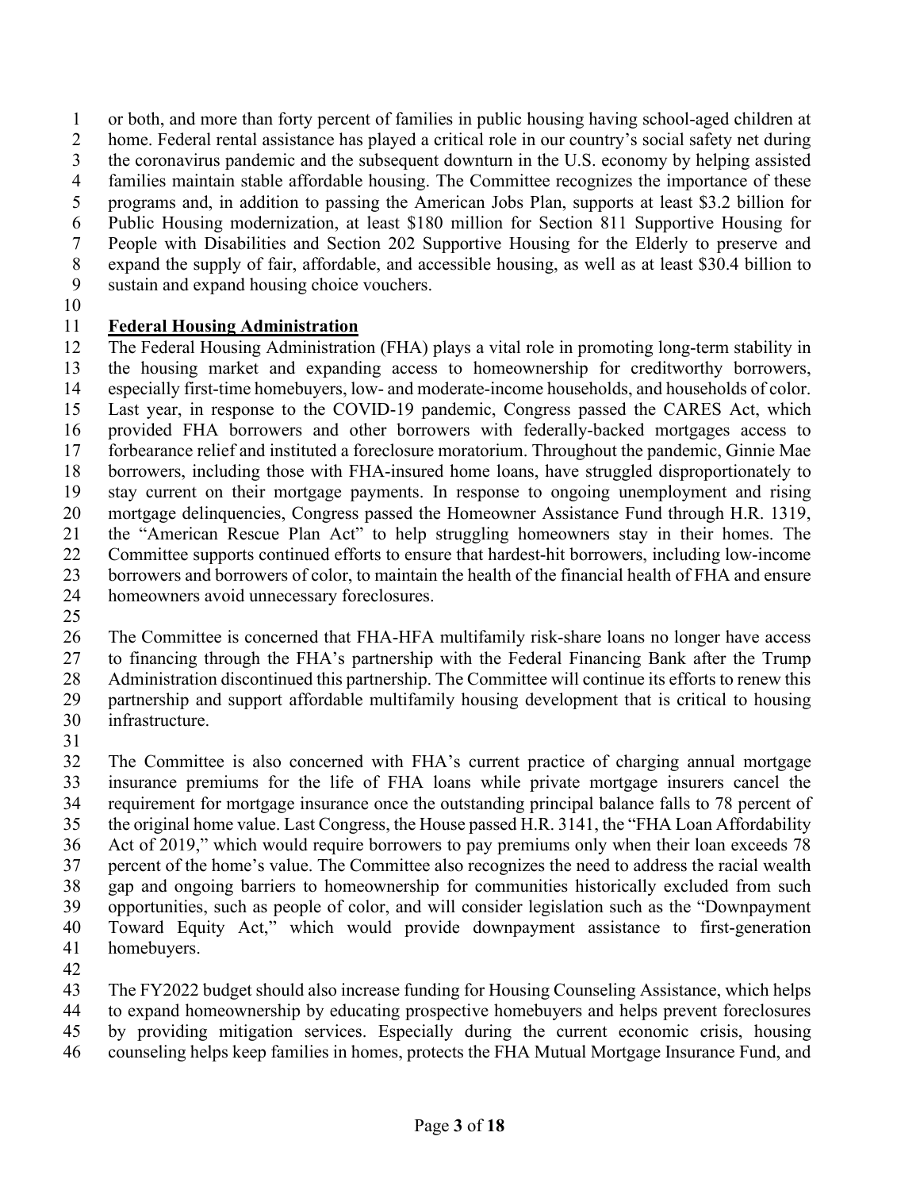or both, and more than forty percent of families in public housing having school-aged children at home. Federal rental assistance has played a critical role in our country's social safety net during the coronavirus pandemic and the subsequent downturn in the U.S. economy by helping assisted families maintain stable affordable housing. The Committee recognizes the importance of these programs and, in addition to passing the American Jobs Plan, supports at least $3.2 billion for Public Housing modernization, at least $180 million for Section 811 Supportive Housing for People with Disabilities and Section 202 Supportive Housing for the Elderly to preserve and expand the supply of fair, affordable, and accessible housing, as well as at least $30.4 billion to sustain and expand housing choice vouchers.

**Federal Housing Administration**

The Federal Housing Administration (FHA) plays a vital role in promoting long-term stability in the housing market and expanding access to homeownership for creditworthy borrowers, especially first-time homebuyers, low- and moderate-income households, and households of color. Last year, in response to the COVID-19 pandemic, Congress passed the CARES Act, which provided FHA borrowers and other borrowers with federally-backed mortgages access to forbearance relief and instituted a foreclosure moratorium. Throughout the pandemic, Ginnie Mae borrowers, including those with FHA-insured home loans, have struggled disproportionately to stay current on their mortgage payments. In response to ongoing unemployment and rising mortgage delinquencies, Congress passed the Homeowner Assistance Fund through H.R. 1319, the "American Rescue Plan Act" to help struggling homeowners stay in their homes. The Committee supports continued efforts to ensure that hardest-hit borrowers, including low-income borrowers and borrowers of color, to maintain the health of the financial health of FHA and ensure homeowners avoid unnecessary foreclosures.

The Committee is concerned that FHA-HFA multifamily risk-share loans no longer have access to financing through the FHA's partnership with the Federal Financing Bank after the Trump Administration discontinued this partnership. The Committee will continue its efforts to renew this partnership and support affordable multifamily housing development that is critical to housing infrastructure.

The Committee is also concerned with FHA's current practice of charging annual mortgage insurance premiums for the life of FHA loans while private mortgage insurers cancel the requirement for mortgage insurance once the outstanding principal balance falls to 78 percent of the original home value. Last Congress, the House passed H.R. 3141, the "FHA Loan Affordability Act of 2019," which would require borrowers to pay premiums only when their loan exceeds 78 percent of the home's value. The Committee also recognizes the need to address the racial wealth gap and ongoing barriers to homeownership for communities historically excluded from such opportunities, such as people of color, and will consider legislation such as the "Downpayment Toward Equity Act," which would provide downpayment assistance to first-generation homebuyers.

The FY2022 budget should also increase funding for Housing Counseling Assistance, which helps to expand homeownership by educating prospective homebuyers and helps prevent foreclosures by providing mitigation services. Especially during the current economic crisis, housing counseling helps keep families in homes, protects the FHA Mutual Mortgage Insurance Fund, and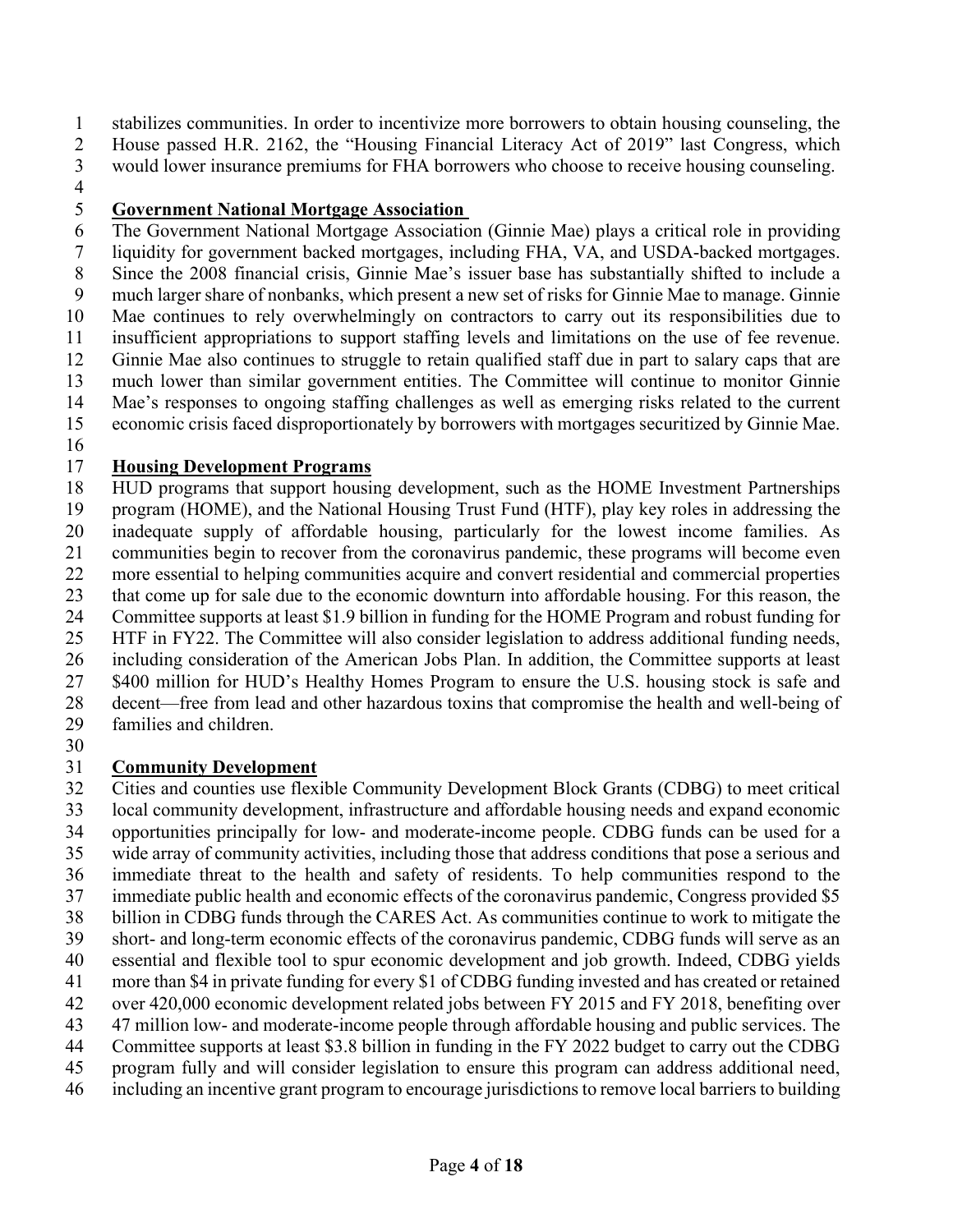stabilizes communities. In order to incentivize more borrowers to obtain housing counseling, the House passed H.R. 2162, the "Housing Financial Literacy Act of 2019" last Congress, which would lower insurance premiums for FHA borrowers who choose to receive housing counseling.

**Government National Mortgage Association**

The Government National Mortgage Association (Ginnie Mae) plays a critical role in providing liquidity for government backed mortgages, including FHA, VA, and USDA-backed mortgages. Since the 2008 financial crisis, Ginnie Mae's issuer base has substantially shifted to include a much larger share of nonbanks, which present a new set of risks for Ginnie Mae to manage. Ginnie Mae continues to rely overwhelmingly on contractors to carry out its responsibilities due to insufficient appropriations to support staffing levels and limitations on the use of fee revenue. Ginnie Mae also continues to struggle to retain qualified staff due in part to salary caps that are much lower than similar government entities. The Committee will continue to monitor Ginnie Mae's responses to ongoing staffing challenges as well as emerging risks related to the current economic crisis faced disproportionately by borrowers with mortgages securitized by Ginnie Mae.

**Housing Development Programs**

HUD programs that support housing development, such as the HOME Investment Partnerships program (HOME), and the National Housing Trust Fund (HTF), play key roles in addressing the inadequate supply of affordable housing, particularly for the lowest income families. As communities begin to recover from the coronavirus pandemic, these programs will become even more essential to helping communities acquire and convert residential and commercial properties that come up for sale due to the economic downturn into affordable housing. For this reason, the Committee supports at least $1.9 billion in funding for the HOME Program and robust funding for HTF in FY22. The Committee will also consider legislation to address additional funding needs, including consideration of the American Jobs Plan. In addition, the Committee supports at least $400 million for HUD's Healthy Homes Program to ensure the U.S. housing stock is safe and decent—free from lead and other hazardous toxins that compromise the health and well-being of families and children.

**Community Development**

Cities and counties use flexible Community Development Block Grants (CDBG) to meet critical local community development, infrastructure and affordable housing needs and expand economic opportunities principally for low- and moderate-income people. CDBG funds can be used for a wide array of community activities, including those that address conditions that pose a serious and immediate threat to the health and safety of residents. To help communities respond to the immediate public health and economic effects of the coronavirus pandemic, Congress provided $5 billion in CDBG funds through the CARES Act. As communities continue to work to mitigate the short- and long-term economic effects of the coronavirus pandemic, CDBG funds will serve as an essential and flexible tool to spur economic development and job growth. Indeed, CDBG yields more than $4 in private funding for every $1 of CDBG funding invested and has created or retained over 420,000 economic development related jobs between FY 2015 and FY 2018, benefiting over 47 million low- and moderate-income people through affordable housing and public services. The Committee supports at least $3.8 billion in funding in the FY 2022 budget to carry out the CDBG program fully and will consider legislation to ensure this program can address additional need, including an incentive grant program to encourage jurisdictions to remove local barriers to building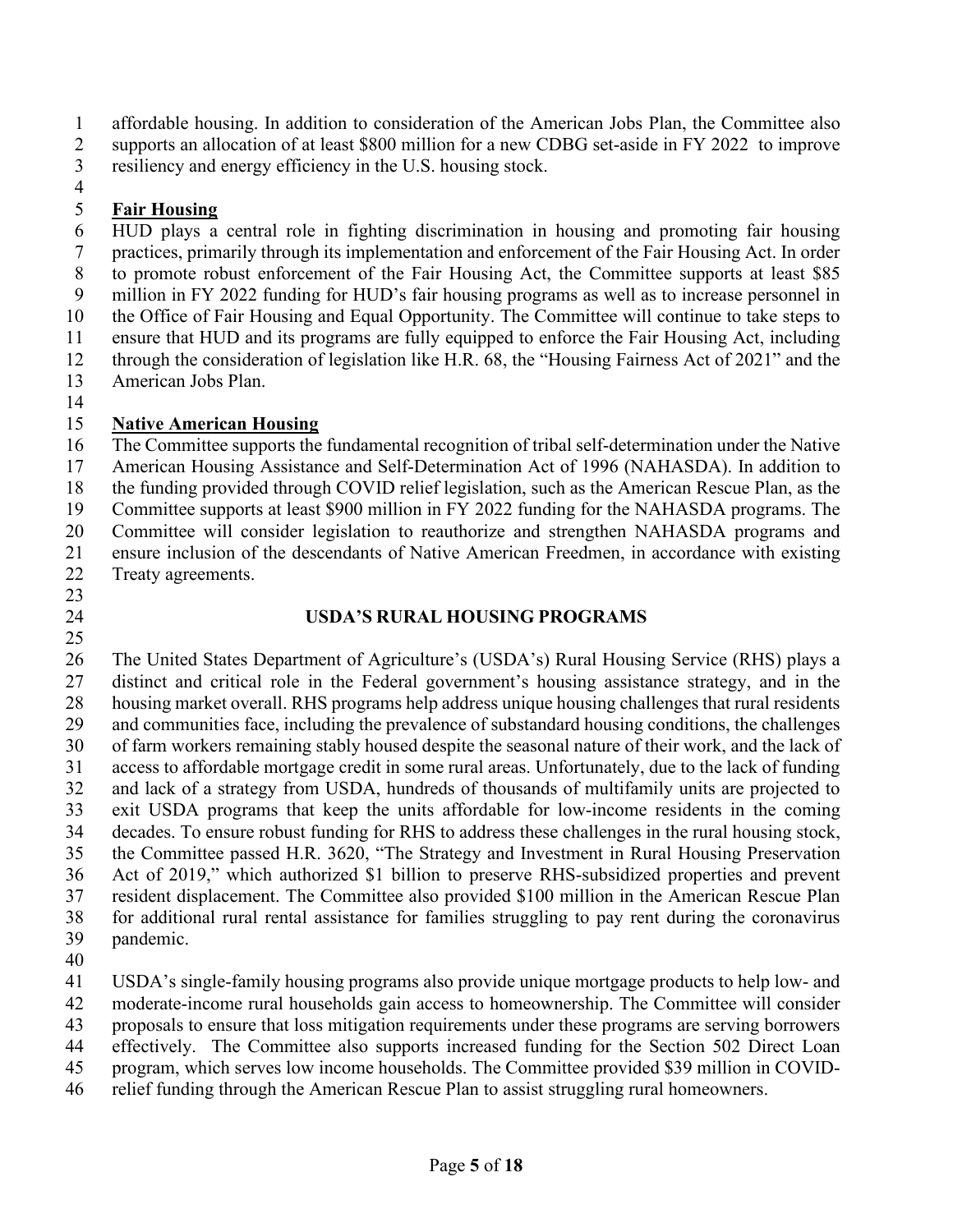affordable housing. In addition to consideration of the American Jobs Plan, the Committee also supports an allocation of at least $800 million for a new CDBG set-aside in FY 2022 to improve resiliency and energy efficiency in the U.S. housing stock.

### Fair Housing

HUD plays a central role in fighting discrimination in housing and promoting fair housing practices, primarily through its implementation and enforcement of the Fair Housing Act. In order to promote robust enforcement of the Fair Housing Act, the Committee supports at least $85 million in FY 2022 funding for HUD's fair housing programs as well as to increase personnel in the Office of Fair Housing and Equal Opportunity. The Committee will continue to take steps to ensure that HUD and its programs are fully equipped to enforce the Fair Housing Act, including through the consideration of legislation like H.R. 68, the "Housing Fairness Act of 2021" and the American Jobs Plan.

### Native American Housing

The Committee supports the fundamental recognition of tribal self-determination under the Native American Housing Assistance and Self-Determination Act of 1996 (NAHASDA). In addition to the funding provided through COVID relief legislation, such as the American Rescue Plan, as the Committee supports at least $900 million in FY 2022 funding for the NAHASDA programs. The Committee will consider legislation to reauthorize and strengthen NAHASDA programs and ensure inclusion of the descendants of Native American Freedmen, in accordance with existing Treaty agreements.

## USDA'S RURAL HOUSING PROGRAMS

The United States Department of Agriculture's (USDA's) Rural Housing Service (RHS) plays a distinct and critical role in the Federal government's housing assistance strategy, and in the housing market overall. RHS programs help address unique housing challenges that rural residents and communities face, including the prevalence of substandard housing conditions, the challenges of farm workers remaining stably housed despite the seasonal nature of their work, and the lack of access to affordable mortgage credit in some rural areas. Unfortunately, due to the lack of funding and lack of a strategy from USDA, hundreds of thousands of multifamily units are projected to exit USDA programs that keep the units affordable for low-income residents in the coming decades. To ensure robust funding for RHS to address these challenges in the rural housing stock, the Committee passed H.R. 3620, "The Strategy and Investment in Rural Housing Preservation Act of 2019," which authorized $1 billion to preserve RHS-subsidized properties and prevent resident displacement. The Committee also provided $100 million in the American Rescue Plan for additional rural rental assistance for families struggling to pay rent during the coronavirus pandemic.

USDA's single-family housing programs also provide unique mortgage products to help low- and moderate-income rural households gain access to homeownership. The Committee will consider proposals to ensure that loss mitigation requirements under these programs are serving borrowers effectively. The Committee also supports increased funding for the Section 502 Direct Loan program, which serves low income households. The Committee provided $39 million in COVID-relief funding through the American Rescue Plan to assist struggling rural homeowners.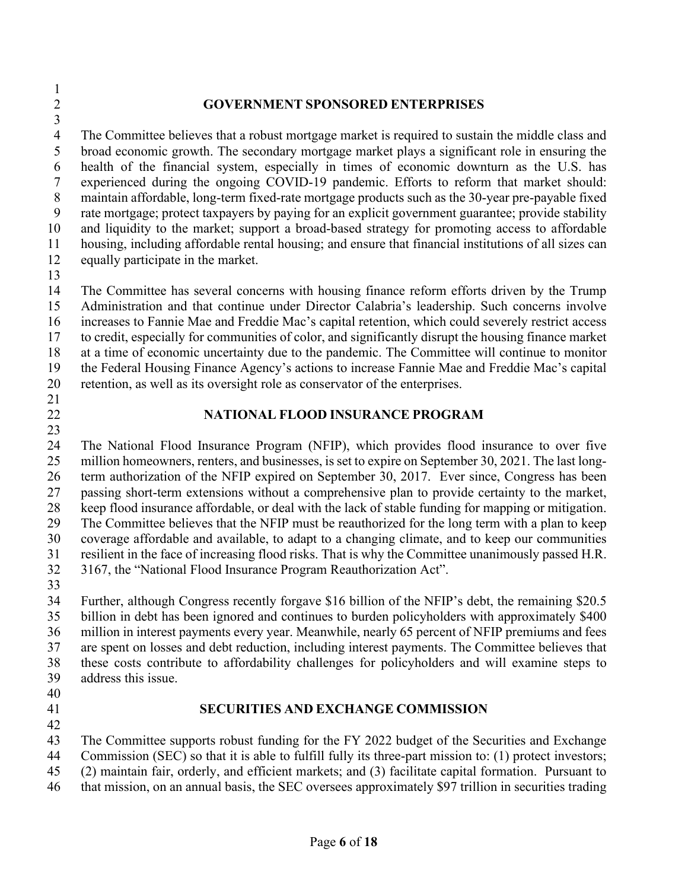## GOVERNMENT SPONSORED ENTERPRISES

The Committee believes that a robust mortgage market is required to sustain the middle class and broad economic growth. The secondary mortgage market plays a significant role in ensuring the health of the financial system, especially in times of economic downturn as the U.S. has experienced during the ongoing COVID-19 pandemic. Efforts to reform that market should: maintain affordable, long-term fixed-rate mortgage products such as the 30-year pre-payable fixed rate mortgage; protect taxpayers by paying for an explicit government guarantee; provide stability and liquidity to the market; support a broad-based strategy for promoting access to affordable housing, including affordable rental housing; and ensure that financial institutions of all sizes can equally participate in the market.

The Committee has several concerns with housing finance reform efforts driven by the Trump Administration and that continue under Director Calabria's leadership. Such concerns involve increases to Fannie Mae and Freddie Mac's capital retention, which could severely restrict access to credit, especially for communities of color, and significantly disrupt the housing finance market at a time of economic uncertainty due to the pandemic. The Committee will continue to monitor the Federal Housing Finance Agency's actions to increase Fannie Mae and Freddie Mac's capital retention, as well as its oversight role as conservator of the enterprises.

## NATIONAL FLOOD INSURANCE PROGRAM

The National Flood Insurance Program (NFIP), which provides flood insurance to over five million homeowners, renters, and businesses, is set to expire on September 30, 2021. The last long-term authorization of the NFIP expired on September 30, 2017. Ever since, Congress has been passing short-term extensions without a comprehensive plan to provide certainty to the market, keep flood insurance affordable, or deal with the lack of stable funding for mapping or mitigation. The Committee believes that the NFIP must be reauthorized for the long term with a plan to keep coverage affordable and available, to adapt to a changing climate, and to keep our communities resilient in the face of increasing flood risks. That is why the Committee unanimously passed H.R. 3167, the "National Flood Insurance Program Reauthorization Act".

Further, although Congress recently forgave $16 billion of the NFIP's debt, the remaining $20.5 billion in debt has been ignored and continues to burden policyholders with approximately $400 million in interest payments every year. Meanwhile, nearly 65 percent of NFIP premiums and fees are spent on losses and debt reduction, including interest payments. The Committee believes that these costs contribute to affordability challenges for policyholders and will examine steps to address this issue.

## SECURITIES AND EXCHANGE COMMISSION

The Committee supports robust funding for the FY 2022 budget of the Securities and Exchange Commission (SEC) so that it is able to fulfill fully its three-part mission to: (1) protect investors; (2) maintain fair, orderly, and efficient markets; and (3) facilitate capital formation. Pursuant to that mission, on an annual basis, the SEC oversees approximately $97 trillion in securities trading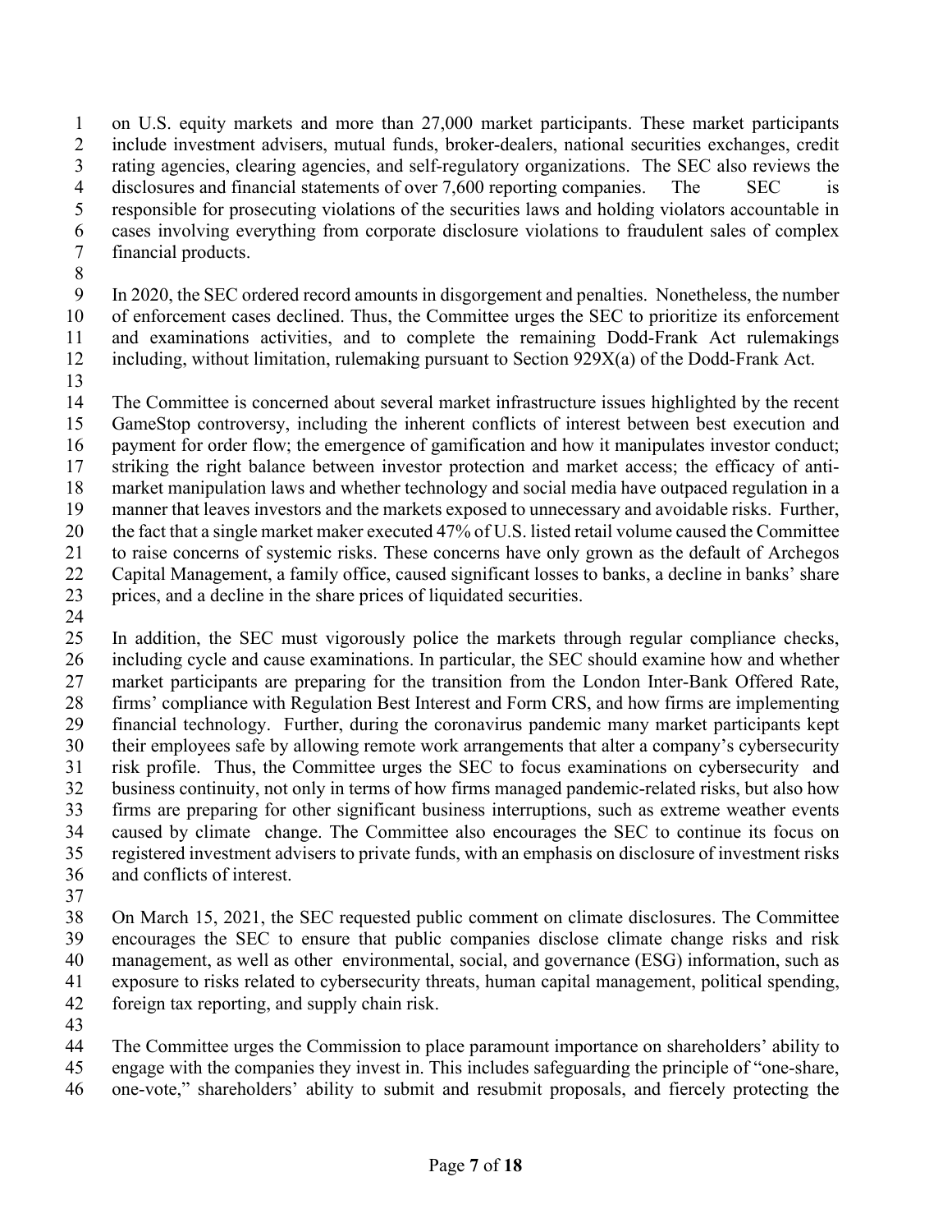on U.S. equity markets and more than 27,000 market participants. These market participants include investment advisers, mutual funds, broker-dealers, national securities exchanges, credit rating agencies, clearing agencies, and self-regulatory organizations. The SEC also reviews the disclosures and financial statements of over 7,600 reporting companies. The SEC is responsible for prosecuting violations of the securities laws and holding violators accountable in cases involving everything from corporate disclosure violations to fraudulent sales of complex financial products.

In 2020, the SEC ordered record amounts in disgorgement and penalties. Nonetheless, the number of enforcement cases declined. Thus, the Committee urges the SEC to prioritize its enforcement and examinations activities, and to complete the remaining Dodd-Frank Act rulemakings including, without limitation, rulemaking pursuant to Section 929X(a) of the Dodd-Frank Act.

The Committee is concerned about several market infrastructure issues highlighted by the recent GameStop controversy, including the inherent conflicts of interest between best execution and payment for order flow; the emergence of gamification and how it manipulates investor conduct; striking the right balance between investor protection and market access; the efficacy of anti-market manipulation laws and whether technology and social media have outpaced regulation in a manner that leaves investors and the markets exposed to unnecessary and avoidable risks. Further, the fact that a single market maker executed 47% of U.S. listed retail volume caused the Committee to raise concerns of systemic risks. These concerns have only grown as the default of Archegos Capital Management, a family office, caused significant losses to banks, a decline in banks' share prices, and a decline in the share prices of liquidated securities.

In addition, the SEC must vigorously police the markets through regular compliance checks, including cycle and cause examinations. In particular, the SEC should examine how and whether market participants are preparing for the transition from the London Inter-Bank Offered Rate, firms' compliance with Regulation Best Interest and Form CRS, and how firms are implementing financial technology. Further, during the coronavirus pandemic many market participants kept their employees safe by allowing remote work arrangements that alter a company's cybersecurity risk profile. Thus, the Committee urges the SEC to focus examinations on cybersecurity and business continuity, not only in terms of how firms managed pandemic-related risks, but also how firms are preparing for other significant business interruptions, such as extreme weather events caused by climate change. The Committee also encourages the SEC to continue its focus on registered investment advisers to private funds, with an emphasis on disclosure of investment risks and conflicts of interest.

On March 15, 2021, the SEC requested public comment on climate disclosures. The Committee encourages the SEC to ensure that public companies disclose climate change risks and risk management, as well as other environmental, social, and governance (ESG) information, such as exposure to risks related to cybersecurity threats, human capital management, political spending, foreign tax reporting, and supply chain risk.

The Committee urges the Commission to place paramount importance on shareholders' ability to engage with the companies they invest in. This includes safeguarding the principle of "one-share, one-vote," shareholders' ability to submit and resubmit proposals, and fiercely protecting the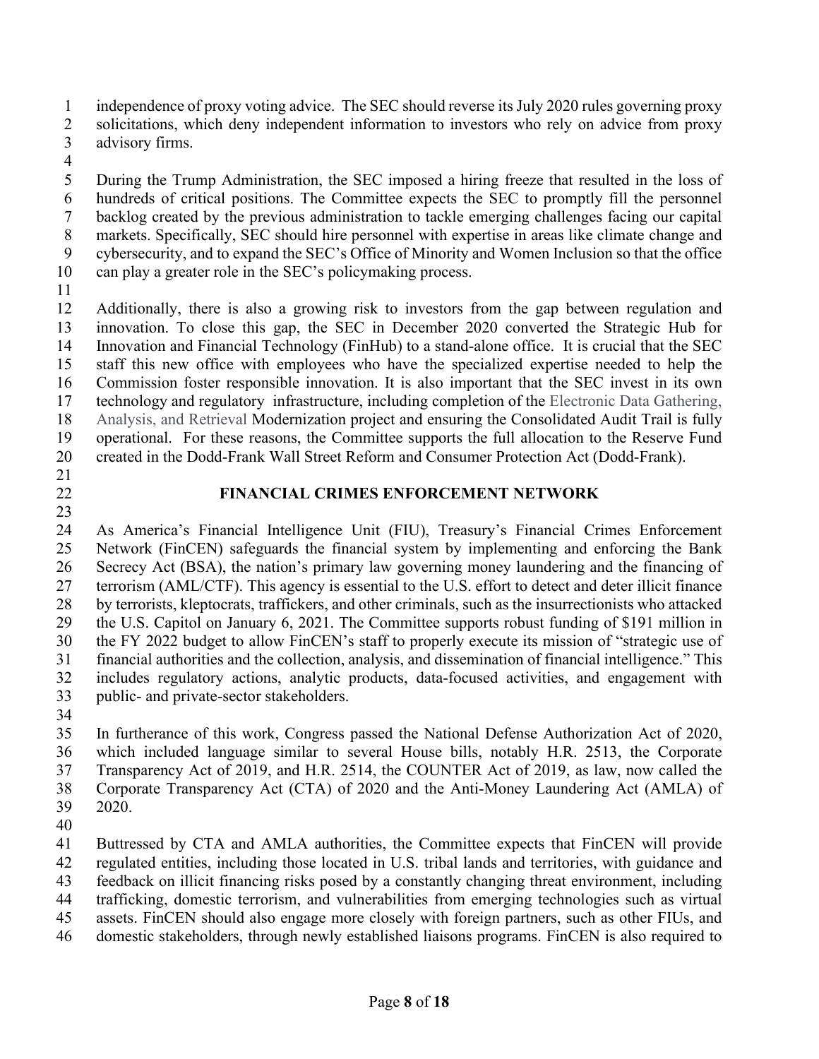independence of proxy voting advice. The SEC should reverse its July 2020 rules governing proxy solicitations, which deny independent information to investors who rely on advice from proxy advisory firms.

During the Trump Administration, the SEC imposed a hiring freeze that resulted in the loss of hundreds of critical positions. The Committee expects the SEC to promptly fill the personnel backlog created by the previous administration to tackle emerging challenges facing our capital markets. Specifically, SEC should hire personnel with expertise in areas like climate change and cybersecurity, and to expand the SEC's Office of Minority and Women Inclusion so that the office can play a greater role in the SEC's policymaking process.

Additionally, there is also a growing risk to investors from the gap between regulation and innovation. To close this gap, the SEC in December 2020 converted the Strategic Hub for Innovation and Financial Technology (FinHub) to a stand-alone office. It is crucial that the SEC staff this new office with employees who have the specialized expertise needed to help the Commission foster responsible innovation. It is also important that the SEC invest in its own technology and regulatory infrastructure, including completion of the Electronic Data Gathering, Analysis, and Retrieval Modernization project and ensuring the Consolidated Audit Trail is fully operational. For these reasons, the Committee supports the full allocation to the Reserve Fund created in the Dodd-Frank Wall Street Reform and Consumer Protection Act (Dodd-Frank).

## FINANCIAL CRIMES ENFORCEMENT NETWORK

As America's Financial Intelligence Unit (FIU), Treasury's Financial Crimes Enforcement Network (FinCEN) safeguards the financial system by implementing and enforcing the Bank Secrecy Act (BSA), the nation's primary law governing money laundering and the financing of terrorism (AML/CTF). This agency is essential to the U.S. effort to detect and deter illicit finance by terrorists, kleptocrats, traffickers, and other criminals, such as the insurrectionists who attacked the U.S. Capitol on January 6, 2021. The Committee supports robust funding of $191 million in the FY 2022 budget to allow FinCEN's staff to properly execute its mission of "strategic use of financial authorities and the collection, analysis, and dissemination of financial intelligence." This includes regulatory actions, analytic products, data-focused activities, and engagement with public- and private-sector stakeholders.

In furtherance of this work, Congress passed the National Defense Authorization Act of 2020, which included language similar to several House bills, notably H.R. 2513, the Corporate Transparency Act of 2019, and H.R. 2514, the COUNTER Act of 2019, as law, now called the Corporate Transparency Act (CTA) of 2020 and the Anti-Money Laundering Act (AMLA) of 2020.

Buttressed by CTA and AMLA authorities, the Committee expects that FinCEN will provide regulated entities, including those located in U.S. tribal lands and territories, with guidance and feedback on illicit financing risks posed by a constantly changing threat environment, including trafficking, domestic terrorism, and vulnerabilities from emerging technologies such as virtual assets. FinCEN should also engage more closely with foreign partners, such as other FIUs, and domestic stakeholders, through newly established liaisons programs. FinCEN is also required to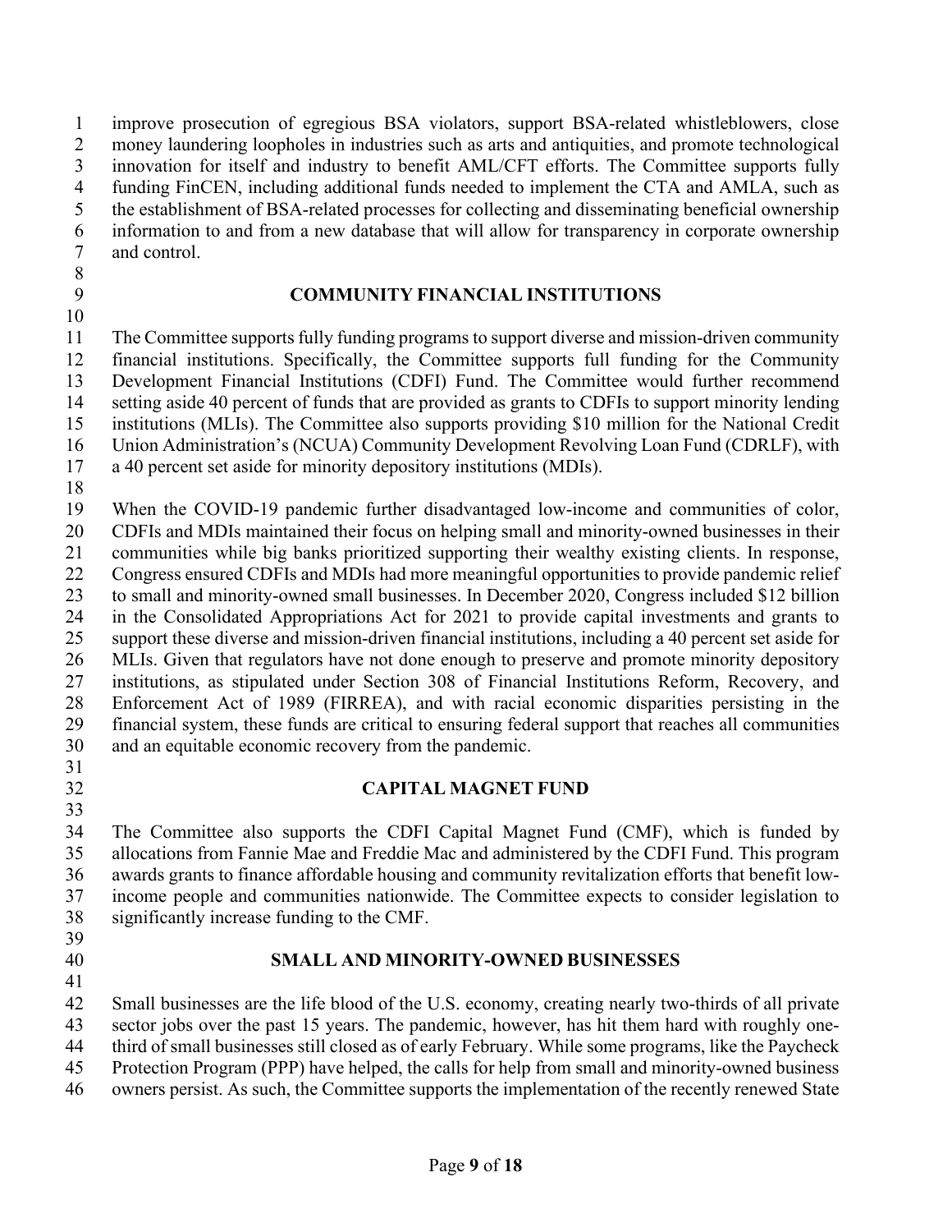improve prosecution of egregious BSA violators, support BSA-related whistleblowers, close money laundering loopholes in industries such as arts and antiquities, and promote technological innovation for itself and industry to benefit AML/CFT efforts. The Committee supports fully funding FinCEN, including additional funds needed to implement the CTA and AMLA, such as the establishment of BSA-related processes for collecting and disseminating beneficial ownership information to and from a new database that will allow for transparency in corporate ownership and control.

## COMMUNITY FINANCIAL INSTITUTIONS

The Committee supports fully funding programs to support diverse and mission-driven community financial institutions. Specifically, the Committee supports full funding for the Community Development Financial Institutions (CDFI) Fund. The Committee would further recommend setting aside 40 percent of funds that are provided as grants to CDFIs to support minority lending institutions (MLIs). The Committee also supports providing $10 million for the National Credit Union Administration's (NCUA) Community Development Revolving Loan Fund (CDRLF), with a 40 percent set aside for minority depository institutions (MDIs).

When the COVID-19 pandemic further disadvantaged low-income and communities of color, CDFIs and MDIs maintained their focus on helping small and minority-owned businesses in their communities while big banks prioritized supporting their wealthy existing clients. In response, Congress ensured CDFIs and MDIs had more meaningful opportunities to provide pandemic relief to small and minority-owned small businesses. In December 2020, Congress included $12 billion in the Consolidated Appropriations Act for 2021 to provide capital investments and grants to support these diverse and mission-driven financial institutions, including a 40 percent set aside for MLIs. Given that regulators have not done enough to preserve and promote minority depository institutions, as stipulated under Section 308 of Financial Institutions Reform, Recovery, and Enforcement Act of 1989 (FIRREA), and with racial economic disparities persisting in the financial system, these funds are critical to ensuring federal support that reaches all communities and an equitable economic recovery from the pandemic.

## CAPITAL MAGNET FUND

The Committee also supports the CDFI Capital Magnet Fund (CMF), which is funded by allocations from Fannie Mae and Freddie Mac and administered by the CDFI Fund. This program awards grants to finance affordable housing and community revitalization efforts that benefit low-income people and communities nationwide. The Committee expects to consider legislation to significantly increase funding to the CMF.

## SMALL AND MINORITY-OWNED BUSINESSES

Small businesses are the life blood of the U.S. economy, creating nearly two-thirds of all private sector jobs over the past 15 years. The pandemic, however, has hit them hard with roughly one-third of small businesses still closed as of early February. While some programs, like the Paycheck Protection Program (PPP) have helped, the calls for help from small and minority-owned business owners persist. As such, the Committee supports the implementation of the recently renewed State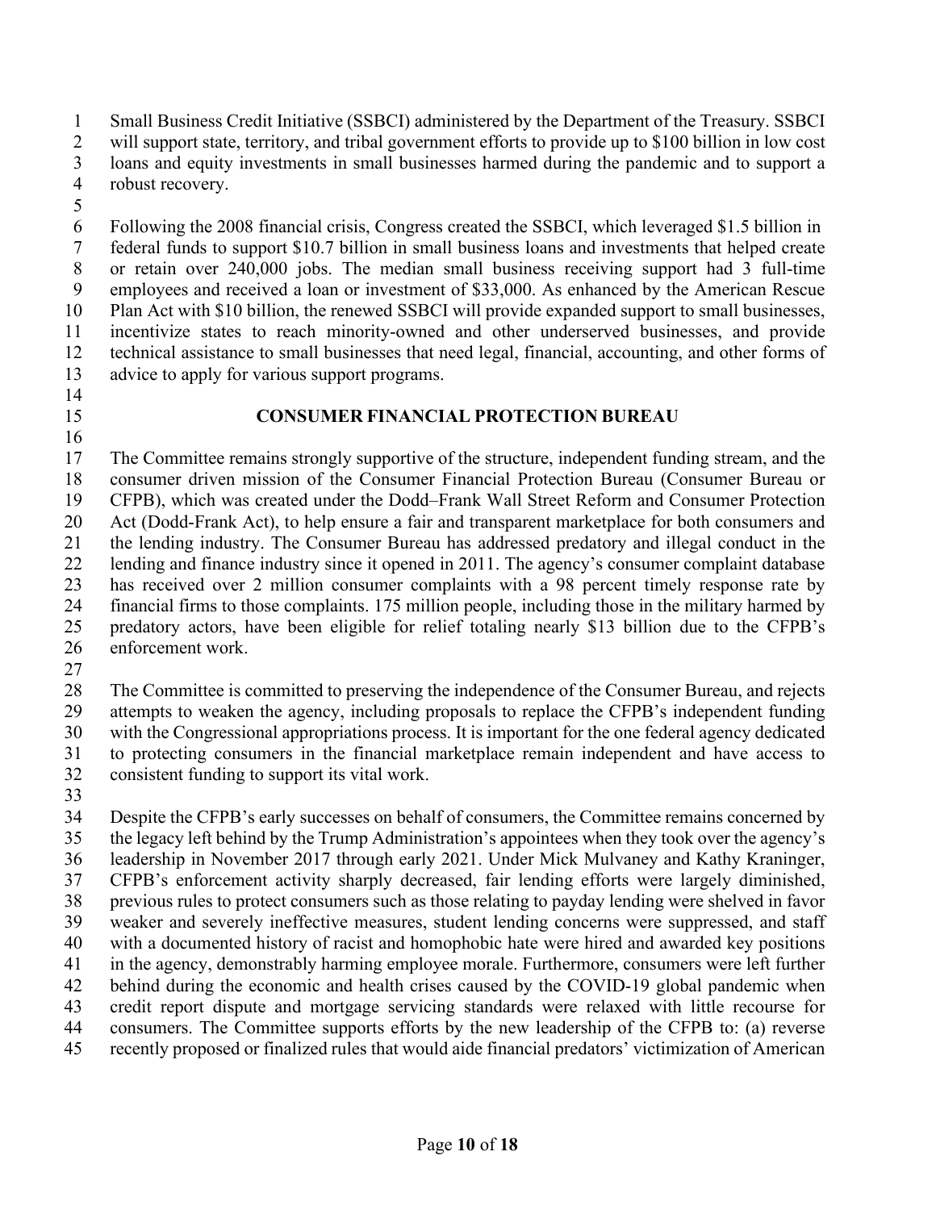Small Business Credit Initiative (SSBCI) administered by the Department of the Treasury. SSBCI will support state, territory, and tribal government efforts to provide up to $100 billion in low cost loans and equity investments in small businesses harmed during the pandemic and to support a robust recovery.

Following the 2008 financial crisis, Congress created the SSBCI, which leveraged $1.5 billion in federal funds to support $10.7 billion in small business loans and investments that helped create or retain over 240,000 jobs. The median small business receiving support had 3 full-time employees and received a loan or investment of $33,000. As enhanced by the American Rescue Plan Act with $10 billion, the renewed SSBCI will provide expanded support to small businesses, incentivize states to reach minority-owned and other underserved businesses, and provide technical assistance to small businesses that need legal, financial, accounting, and other forms of advice to apply for various support programs.

## CONSUMER FINANCIAL PROTECTION BUREAU

The Committee remains strongly supportive of the structure, independent funding stream, and the consumer driven mission of the Consumer Financial Protection Bureau (Consumer Bureau or CFPB), which was created under the Dodd–Frank Wall Street Reform and Consumer Protection Act (Dodd-Frank Act), to help ensure a fair and transparent marketplace for both consumers and the lending industry. The Consumer Bureau has addressed predatory and illegal conduct in the lending and finance industry since it opened in 2011. The agency's consumer complaint database has received over 2 million consumer complaints with a 98 percent timely response rate by financial firms to those complaints. 175 million people, including those in the military harmed by predatory actors, have been eligible for relief totaling nearly $13 billion due to the CFPB's enforcement work.

The Committee is committed to preserving the independence of the Consumer Bureau, and rejects attempts to weaken the agency, including proposals to replace the CFPB's independent funding with the Congressional appropriations process. It is important for the one federal agency dedicated to protecting consumers in the financial marketplace remain independent and have access to consistent funding to support its vital work.

Despite the CFPB's early successes on behalf of consumers, the Committee remains concerned by the legacy left behind by the Trump Administration's appointees when they took over the agency's leadership in November 2017 through early 2021. Under Mick Mulvaney and Kathy Kraninger, CFPB's enforcement activity sharply decreased, fair lending efforts were largely diminished, previous rules to protect consumers such as those relating to payday lending were shelved in favor weaker and severely ineffective measures, student lending concerns were suppressed, and staff with a documented history of racist and homophobic hate were hired and awarded key positions in the agency, demonstrably harming employee morale. Furthermore, consumers were left further behind during the economic and health crises caused by the COVID-19 global pandemic when credit report dispute and mortgage servicing standards were relaxed with little recourse for consumers. The Committee supports efforts by the new leadership of the CFPB to: (a) reverse recently proposed or finalized rules that would aide financial predators' victimization of American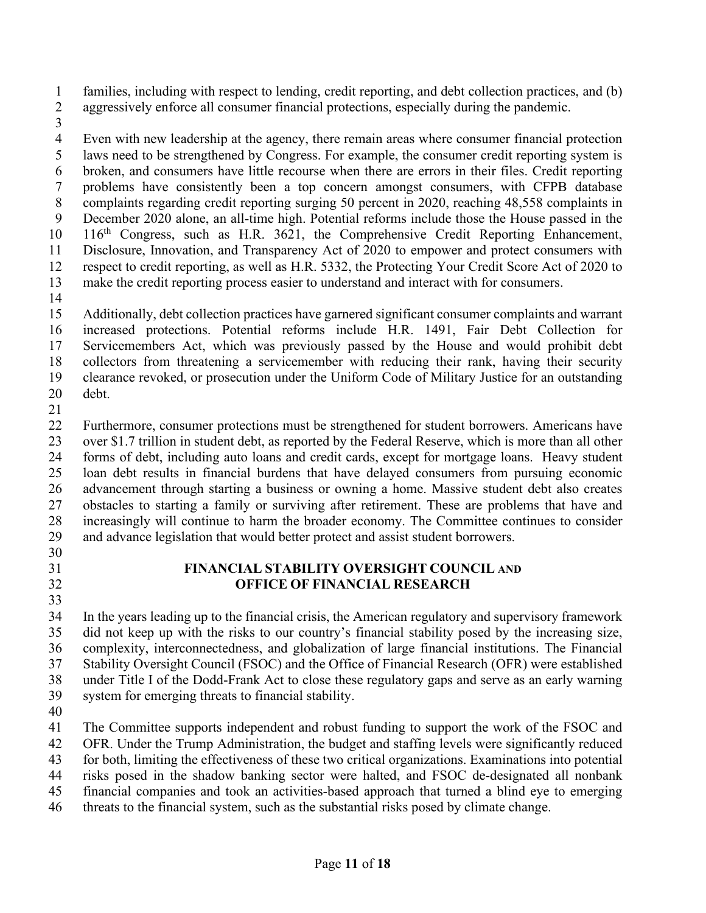families, including with respect to lending, credit reporting, and debt collection practices, and (b) aggressively enforce all consumer financial protections, especially during the pandemic.

Even with new leadership at the agency, there remain areas where consumer financial protection laws need to be strengthened by Congress. For example, the consumer credit reporting system is broken, and consumers have little recourse when there are errors in their files. Credit reporting problems have consistently been a top concern amongst consumers, with CFPB database complaints regarding credit reporting surging 50 percent in 2020, reaching 48,558 complaints in December 2020 alone, an all-time high. Potential reforms include those the House passed in the 116th Congress, such as H.R. 3621, the Comprehensive Credit Reporting Enhancement, Disclosure, Innovation, and Transparency Act of 2020 to empower and protect consumers with respect to credit reporting, as well as H.R. 5332, the Protecting Your Credit Score Act of 2020 to make the credit reporting process easier to understand and interact with for consumers.

Additionally, debt collection practices have garnered significant consumer complaints and warrant increased protections. Potential reforms include H.R. 1491, Fair Debt Collection for Servicemembers Act, which was previously passed by the House and would prohibit debt collectors from threatening a servicemember with reducing their rank, having their security clearance revoked, or prosecution under the Uniform Code of Military Justice for an outstanding debt.

Furthermore, consumer protections must be strengthened for student borrowers. Americans have over $1.7 trillion in student debt, as reported by the Federal Reserve, which is more than all other forms of debt, including auto loans and credit cards, except for mortgage loans. Heavy student loan debt results in financial burdens that have delayed consumers from pursuing economic advancement through starting a business or owning a home. Massive student debt also creates obstacles to starting a family or surviving after retirement. These are problems that have and increasingly will continue to harm the broader economy. The Committee continues to consider and advance legislation that would better protect and assist student borrowers.

## FINANCIAL STABILITY OVERSIGHT COUNCIL AND OFFICE OF FINANCIAL RESEARCH

In the years leading up to the financial crisis, the American regulatory and supervisory framework did not keep up with the risks to our country's financial stability posed by the increasing size, complexity, interconnectedness, and globalization of large financial institutions. The Financial Stability Oversight Council (FSOC) and the Office of Financial Research (OFR) were established under Title I of the Dodd-Frank Act to close these regulatory gaps and serve as an early warning system for emerging threats to financial stability.

The Committee supports independent and robust funding to support the work of the FSOC and OFR. Under the Trump Administration, the budget and staffing levels were significantly reduced for both, limiting the effectiveness of these two critical organizations. Examinations into potential risks posed in the shadow banking sector were halted, and FSOC de-designated all nonbank financial companies and took an activities-based approach that turned a blind eye to emerging threats to the financial system, such as the substantial risks posed by climate change.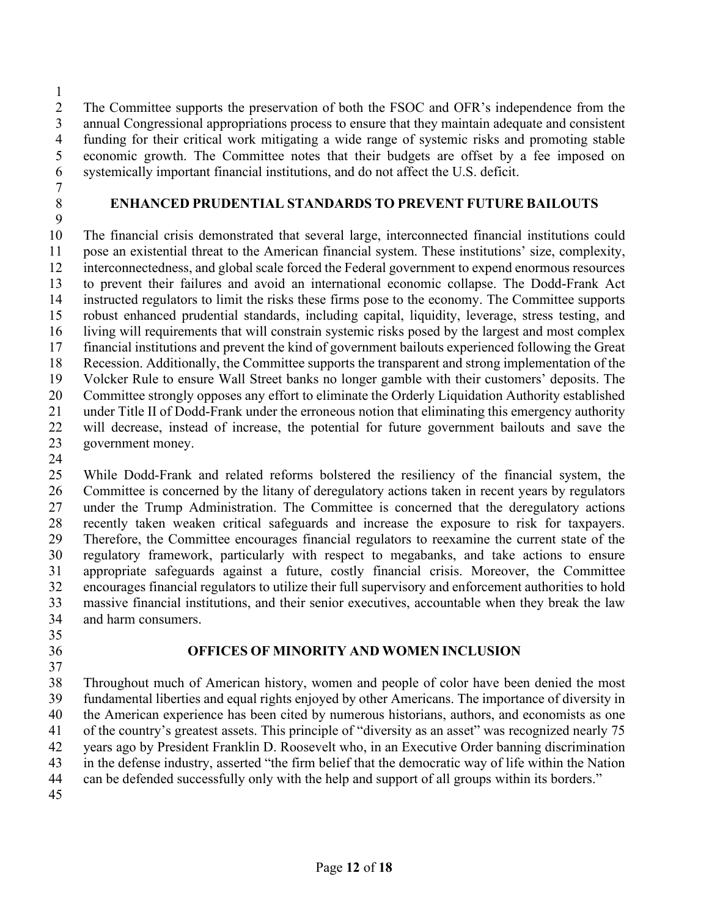The Committee supports the preservation of both the FSOC and OFR's independence from the annual Congressional appropriations process to ensure that they maintain adequate and consistent funding for their critical work mitigating a wide range of systemic risks and promoting stable economic growth. The Committee notes that their budgets are offset by a fee imposed on systemically important financial institutions, and do not affect the U.S. deficit.

## ENHANCED PRUDENTIAL STANDARDS TO PREVENT FUTURE BAILOUTS

The financial crisis demonstrated that several large, interconnected financial institutions could pose an existential threat to the American financial system. These institutions' size, complexity, interconnectedness, and global scale forced the Federal government to expend enormous resources to prevent their failures and avoid an international economic collapse. The Dodd-Frank Act instructed regulators to limit the risks these firms pose to the economy. The Committee supports robust enhanced prudential standards, including capital, liquidity, leverage, stress testing, and living will requirements that will constrain systemic risks posed by the largest and most complex financial institutions and prevent the kind of government bailouts experienced following the Great Recession. Additionally, the Committee supports the transparent and strong implementation of the Volcker Rule to ensure Wall Street banks no longer gamble with their customers' deposits. The Committee strongly opposes any effort to eliminate the Orderly Liquidation Authority established under Title II of Dodd-Frank under the erroneous notion that eliminating this emergency authority will decrease, instead of increase, the potential for future government bailouts and save the government money.

While Dodd-Frank and related reforms bolstered the resiliency of the financial system, the Committee is concerned by the litany of deregulatory actions taken in recent years by regulators under the Trump Administration. The Committee is concerned that the deregulatory actions recently taken weaken critical safeguards and increase the exposure to risk for taxpayers. Therefore, the Committee encourages financial regulators to reexamine the current state of the regulatory framework, particularly with respect to megabanks, and take actions to ensure appropriate safeguards against a future, costly financial crisis. Moreover, the Committee encourages financial regulators to utilize their full supervisory and enforcement authorities to hold massive financial institutions, and their senior executives, accountable when they break the law and harm consumers.

## OFFICES OF MINORITY AND WOMEN INCLUSION

Throughout much of American history, women and people of color have been denied the most fundamental liberties and equal rights enjoyed by other Americans. The importance of diversity in the American experience has been cited by numerous historians, authors, and economists as one of the country's greatest assets. This principle of "diversity as an asset" was recognized nearly 75 years ago by President Franklin D. Roosevelt who, in an Executive Order banning discrimination in the defense industry, asserted "the firm belief that the democratic way of life within the Nation can be defended successfully only with the help and support of all groups within its borders."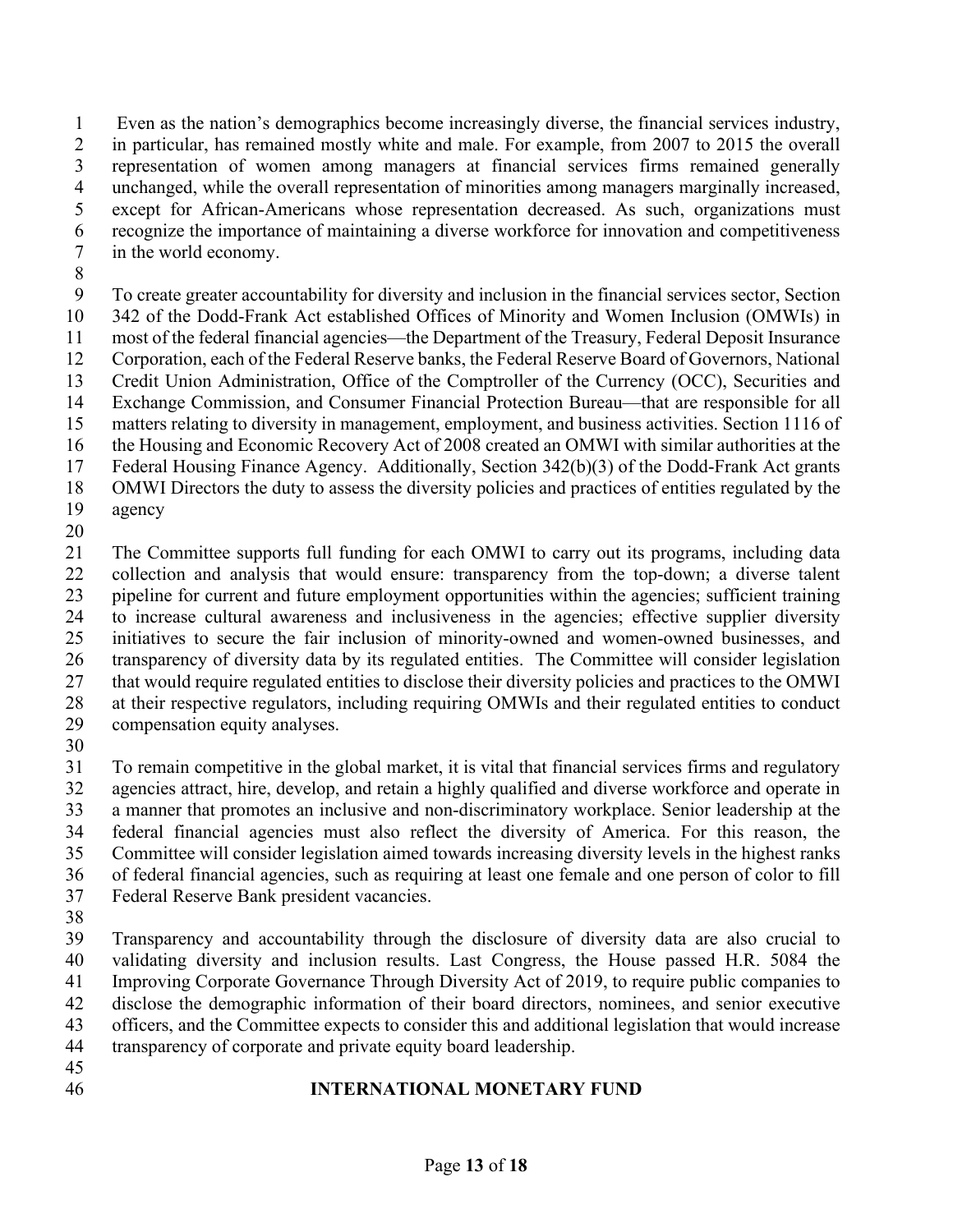Even as the nation's demographics become increasingly diverse, the financial services industry, in particular, has remained mostly white and male. For example, from 2007 to 2015 the overall representation of women among managers at financial services firms remained generally unchanged, while the overall representation of minorities among managers marginally increased, except for African-Americans whose representation decreased. As such, organizations must recognize the importance of maintaining a diverse workforce for innovation and competitiveness in the world economy.

To create greater accountability for diversity and inclusion in the financial services sector, Section 342 of the Dodd-Frank Act established Offices of Minority and Women Inclusion (OMWIs) in most of the federal financial agencies—the Department of the Treasury, Federal Deposit Insurance Corporation, each of the Federal Reserve banks, the Federal Reserve Board of Governors, National Credit Union Administration, Office of the Comptroller of the Currency (OCC), Securities and Exchange Commission, and Consumer Financial Protection Bureau—that are responsible for all matters relating to diversity in management, employment, and business activities. Section 1116 of the Housing and Economic Recovery Act of 2008 created an OMWI with similar authorities at the Federal Housing Finance Agency. Additionally, Section 342(b)(3) of the Dodd-Frank Act grants OMWI Directors the duty to assess the diversity policies and practices of entities regulated by the agency

The Committee supports full funding for each OMWI to carry out its programs, including data collection and analysis that would ensure: transparency from the top-down; a diverse talent pipeline for current and future employment opportunities within the agencies; sufficient training to increase cultural awareness and inclusiveness in the agencies; effective supplier diversity initiatives to secure the fair inclusion of minority-owned and women-owned businesses, and transparency of diversity data by its regulated entities. The Committee will consider legislation that would require regulated entities to disclose their diversity policies and practices to the OMWI at their respective regulators, including requiring OMWIs and their regulated entities to conduct compensation equity analyses.

To remain competitive in the global market, it is vital that financial services firms and regulatory agencies attract, hire, develop, and retain a highly qualified and diverse workforce and operate in a manner that promotes an inclusive and non-discriminatory workplace. Senior leadership at the federal financial agencies must also reflect the diversity of America. For this reason, the Committee will consider legislation aimed towards increasing diversity levels in the highest ranks of federal financial agencies, such as requiring at least one female and one person of color to fill Federal Reserve Bank president vacancies.

Transparency and accountability through the disclosure of diversity data are also crucial to validating diversity and inclusion results. Last Congress, the House passed H.R. 5084 the Improving Corporate Governance Through Diversity Act of 2019, to require public companies to disclose the demographic information of their board directors, nominees, and senior executive officers, and the Committee expects to consider this and additional legislation that would increase transparency of corporate and private equity board leadership.

## INTERNATIONAL MONETARY FUND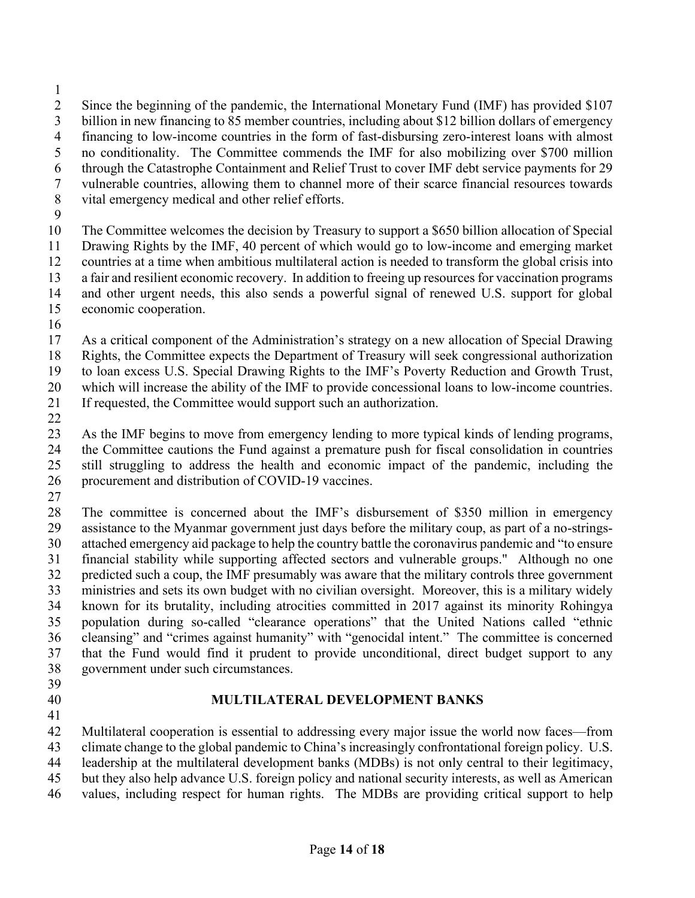Since the beginning of the pandemic, the International Monetary Fund (IMF) has provided $107 billion in new financing to 85 member countries, including about $12 billion dollars of emergency financing to low-income countries in the form of fast-disbursing zero-interest loans with almost no conditionality. The Committee commends the IMF for also mobilizing over $700 million through the Catastrophe Containment and Relief Trust to cover IMF debt service payments for 29 vulnerable countries, allowing them to channel more of their scarce financial resources towards vital emergency medical and other relief efforts.

The Committee welcomes the decision by Treasury to support a $650 billion allocation of Special Drawing Rights by the IMF, 40 percent of which would go to low-income and emerging market countries at a time when ambitious multilateral action is needed to transform the global crisis into a fair and resilient economic recovery. In addition to freeing up resources for vaccination programs and other urgent needs, this also sends a powerful signal of renewed U.S. support for global economic cooperation.

As a critical component of the Administration's strategy on a new allocation of Special Drawing Rights, the Committee expects the Department of Treasury will seek congressional authorization to loan excess U.S. Special Drawing Rights to the IMF's Poverty Reduction and Growth Trust, which will increase the ability of the IMF to provide concessional loans to low-income countries. If requested, the Committee would support such an authorization.

As the IMF begins to move from emergency lending to more typical kinds of lending programs, the Committee cautions the Fund against a premature push for fiscal consolidation in countries still struggling to address the health and economic impact of the pandemic, including the procurement and distribution of COVID-19 vaccines.

The committee is concerned about the IMF's disbursement of $350 million in emergency assistance to the Myanmar government just days before the military coup, as part of a no-strings-attached emergency aid package to help the country battle the coronavirus pandemic and "to ensure financial stability while supporting affected sectors and vulnerable groups." Although no one predicted such a coup, the IMF presumably was aware that the military controls three government ministries and sets its own budget with no civilian oversight. Moreover, this is a military widely known for its brutality, including atrocities committed in 2017 against its minority Rohingya population during so-called "clearance operations" that the United Nations called "ethnic cleansing" and "crimes against humanity" with "genocidal intent." The committee is concerned that the Fund would find it prudent to provide unconditional, direct budget support to any government under such circumstances.

## MULTILATERAL DEVELOPMENT BANKS

Multilateral cooperation is essential to addressing every major issue the world now faces—from climate change to the global pandemic to China's increasingly confrontational foreign policy. U.S. leadership at the multilateral development banks (MDBs) is not only central to their legitimacy, but they also help advance U.S. foreign policy and national security interests, as well as American values, including respect for human rights. The MDBs are providing critical support to help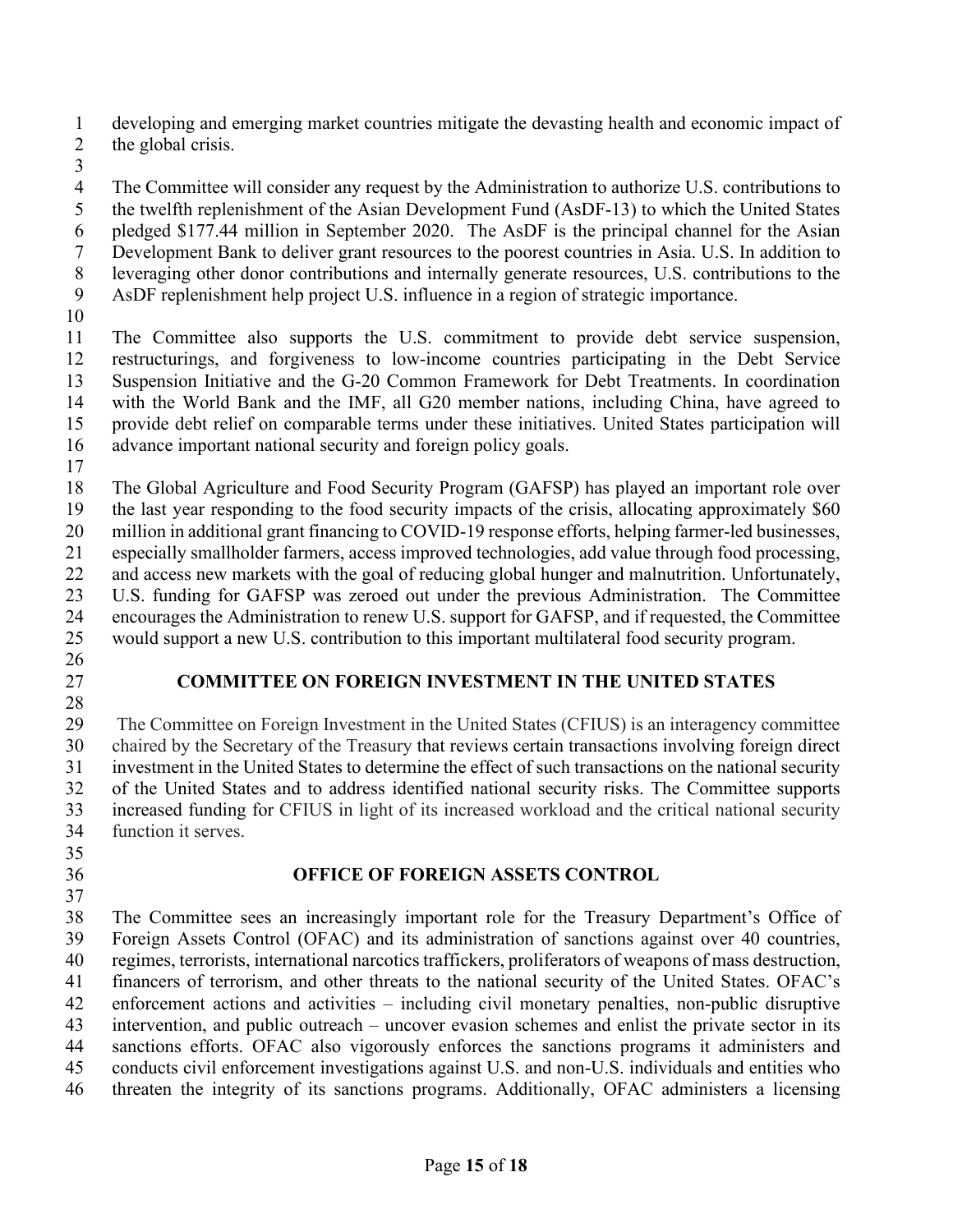developing and emerging market countries mitigate the devasting health and economic impact of the global crisis.

The Committee will consider any request by the Administration to authorize U.S. contributions to the twelfth replenishment of the Asian Development Fund (AsDF-13) to which the United States pledged $177.44 million in September 2020. The AsDF is the principal channel for the Asian Development Bank to deliver grant resources to the poorest countries in Asia. U.S. In addition to leveraging other donor contributions and internally generate resources, U.S. contributions to the AsDF replenishment help project U.S. influence in a region of strategic importance.

The Committee also supports the U.S. commitment to provide debt service suspension, restructurings, and forgiveness to low-income countries participating in the Debt Service Suspension Initiative and the G-20 Common Framework for Debt Treatments. In coordination with the World Bank and the IMF, all G20 member nations, including China, have agreed to provide debt relief on comparable terms under these initiatives. United States participation will advance important national security and foreign policy goals.

The Global Agriculture and Food Security Program (GAFSP) has played an important role over the last year responding to the food security impacts of the crisis, allocating approximately $60 million in additional grant financing to COVID-19 response efforts, helping farmer-led businesses, especially smallholder farmers, access improved technologies, add value through food processing, and access new markets with the goal of reducing global hunger and malnutrition. Unfortunately, U.S. funding for GAFSP was zeroed out under the previous Administration. The Committee encourages the Administration to renew U.S. support for GAFSP, and if requested, the Committee would support a new U.S. contribution to this important multilateral food security program.

## COMMITTEE ON FOREIGN INVESTMENT IN THE UNITED STATES

The Committee on Foreign Investment in the United States (CFIUS) is an interagency committee chaired by the Secretary of the Treasury that reviews certain transactions involving foreign direct investment in the United States to determine the effect of such transactions on the national security of the United States and to address identified national security risks. The Committee supports increased funding for CFIUS in light of its increased workload and the critical national security function it serves.

## OFFICE OF FOREIGN ASSETS CONTROL

The Committee sees an increasingly important role for the Treasury Department's Office of Foreign Assets Control (OFAC) and its administration of sanctions against over 40 countries, regimes, terrorists, international narcotics traffickers, proliferators of weapons of mass destruction, financers of terrorism, and other threats to the national security of the United States. OFAC's enforcement actions and activities – including civil monetary penalties, non-public disruptive intervention, and public outreach – uncover evasion schemes and enlist the private sector in its sanctions efforts. OFAC also vigorously enforces the sanctions programs it administers and conducts civil enforcement investigations against U.S. and non-U.S. individuals and entities who threaten the integrity of its sanctions programs. Additionally, OFAC administers a licensing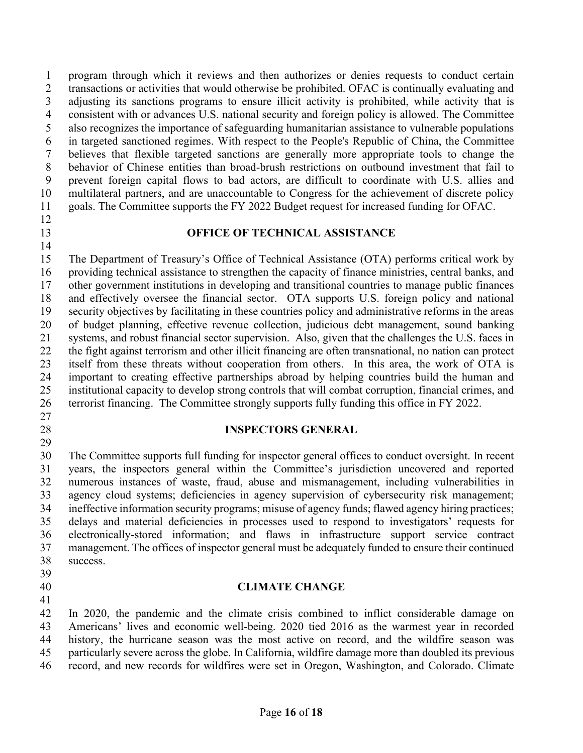program through which it reviews and then authorizes or denies requests to conduct certain transactions or activities that would otherwise be prohibited. OFAC is continually evaluating and adjusting its sanctions programs to ensure illicit activity is prohibited, while activity that is consistent with or advances U.S. national security and foreign policy is allowed. The Committee also recognizes the importance of safeguarding humanitarian assistance to vulnerable populations in targeted sanctioned regimes. With respect to the People's Republic of China, the Committee believes that flexible targeted sanctions are generally more appropriate tools to change the behavior of Chinese entities than broad-brush restrictions on outbound investment that fail to prevent foreign capital flows to bad actors, are difficult to coordinate with U.S. allies and multilateral partners, and are unaccountable to Congress for the achievement of discrete policy goals. The Committee supports the FY 2022 Budget request for increased funding for OFAC.

## OFFICE OF TECHNICAL ASSISTANCE

The Department of Treasury's Office of Technical Assistance (OTA) performs critical work by providing technical assistance to strengthen the capacity of finance ministries, central banks, and other government institutions in developing and transitional countries to manage public finances and effectively oversee the financial sector. OTA supports U.S. foreign policy and national security objectives by facilitating in these countries policy and administrative reforms in the areas of budget planning, effective revenue collection, judicious debt management, sound banking systems, and robust financial sector supervision. Also, given that the challenges the U.S. faces in the fight against terrorism and other illicit financing are often transnational, no nation can protect itself from these threats without cooperation from others. In this area, the work of OTA is important to creating effective partnerships abroad by helping countries build the human and institutional capacity to develop strong controls that will combat corruption, financial crimes, and terrorist financing. The Committee strongly supports fully funding this office in FY 2022.

## INSPECTORS GENERAL

The Committee supports full funding for inspector general offices to conduct oversight. In recent years, the inspectors general within the Committee's jurisdiction uncovered and reported numerous instances of waste, fraud, abuse and mismanagement, including vulnerabilities in agency cloud systems; deficiencies in agency supervision of cybersecurity risk management; ineffective information security programs; misuse of agency funds; flawed agency hiring practices; delays and material deficiencies in processes used to respond to investigators' requests for electronically-stored information; and flaws in infrastructure support service contract management. The offices of inspector general must be adequately funded to ensure their continued success.

## CLIMATE CHANGE

In 2020, the pandemic and the climate crisis combined to inflict considerable damage on Americans' lives and economic well-being. 2020 tied 2016 as the warmest year in recorded history, the hurricane season was the most active on record, and the wildfire season was particularly severe across the globe. In California, wildfire damage more than doubled its previous record, and new records for wildfires were set in Oregon, Washington, and Colorado. Climate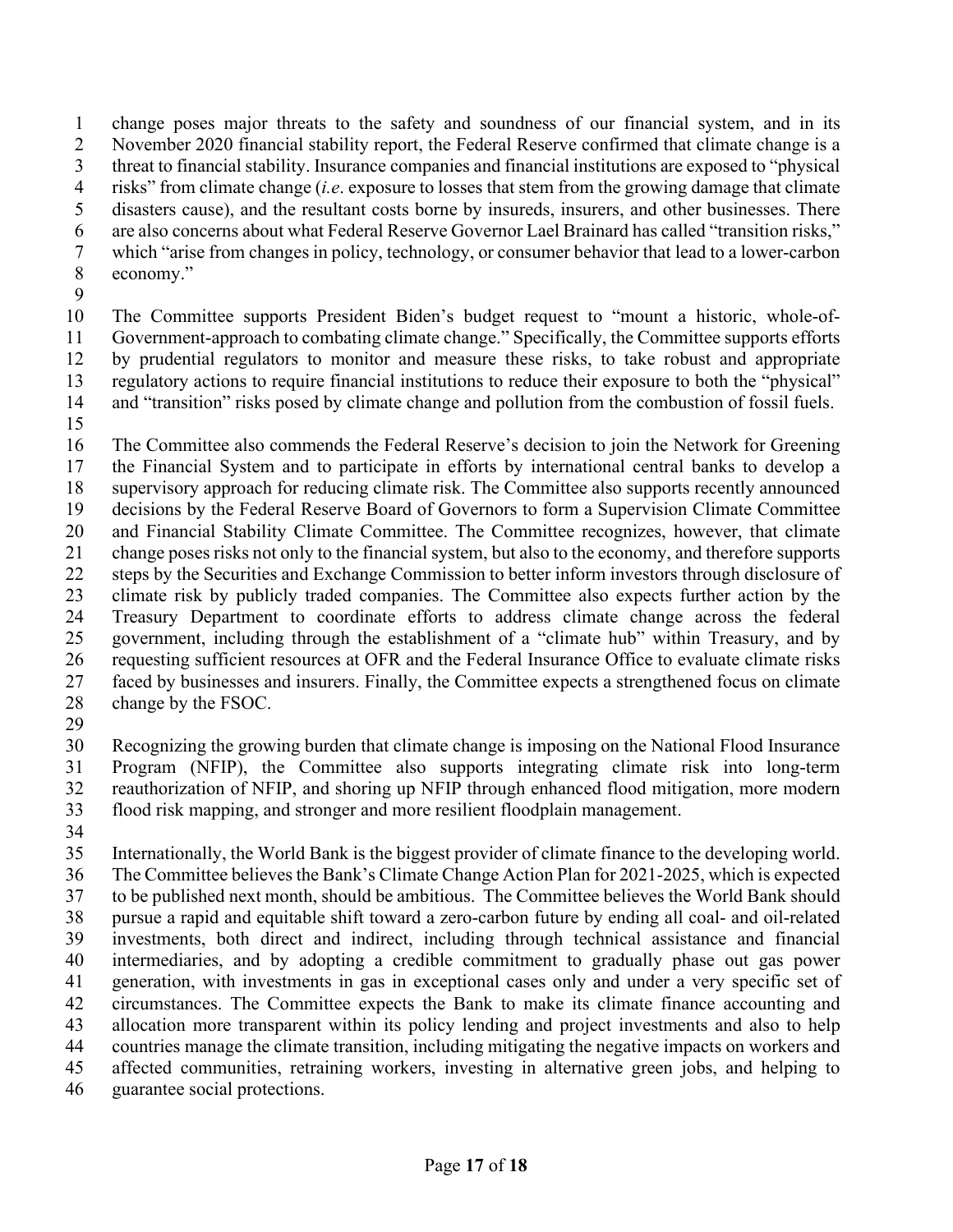change poses major threats to the safety and soundness of our financial system, and in its November 2020 financial stability report, the Federal Reserve confirmed that climate change is a threat to financial stability. Insurance companies and financial institutions are exposed to "physical risks" from climate change (*i.e*. exposure to losses that stem from the growing damage that climate disasters cause), and the resultant costs borne by insureds, insurers, and other businesses. There are also concerns about what Federal Reserve Governor Lael Brainard has called "transition risks," which "arise from changes in policy, technology, or consumer behavior that lead to a lower-carbon economy."

The Committee supports President Biden's budget request to "mount a historic, whole-of-Government-approach to combating climate change." Specifically, the Committee supports efforts by prudential regulators to monitor and measure these risks, to take robust and appropriate regulatory actions to require financial institutions to reduce their exposure to both the "physical" and "transition" risks posed by climate change and pollution from the combustion of fossil fuels.

The Committee also commends the Federal Reserve's decision to join the Network for Greening the Financial System and to participate in efforts by international central banks to develop a supervisory approach for reducing climate risk. The Committee also supports recently announced decisions by the Federal Reserve Board of Governors to form a Supervision Climate Committee and Financial Stability Climate Committee. The Committee recognizes, however, that climate change poses risks not only to the financial system, but also to the economy, and therefore supports steps by the Securities and Exchange Commission to better inform investors through disclosure of climate risk by publicly traded companies. The Committee also expects further action by the Treasury Department to coordinate efforts to address climate change across the federal government, including through the establishment of a "climate hub" within Treasury, and by requesting sufficient resources at OFR and the Federal Insurance Office to evaluate climate risks faced by businesses and insurers. Finally, the Committee expects a strengthened focus on climate change by the FSOC.

Recognizing the growing burden that climate change is imposing on the National Flood Insurance Program (NFIP), the Committee also supports integrating climate risk into long-term reauthorization of NFIP, and shoring up NFIP through enhanced flood mitigation, more modern flood risk mapping, and stronger and more resilient floodplain management.

Internationally, the World Bank is the biggest provider of climate finance to the developing world. The Committee believes the Bank's Climate Change Action Plan for 2021-2025, which is expected to be published next month, should be ambitious. The Committee believes the World Bank should pursue a rapid and equitable shift toward a zero-carbon future by ending all coal- and oil-related investments, both direct and indirect, including through technical assistance and financial intermediaries, and by adopting a credible commitment to gradually phase out gas power generation, with investments in gas in exceptional cases only and under a very specific set of circumstances. The Committee expects the Bank to make its climate finance accounting and allocation more transparent within its policy lending and project investments and also to help countries manage the climate transition, including mitigating the negative impacts on workers and affected communities, retraining workers, investing in alternative green jobs, and helping to guarantee social protections.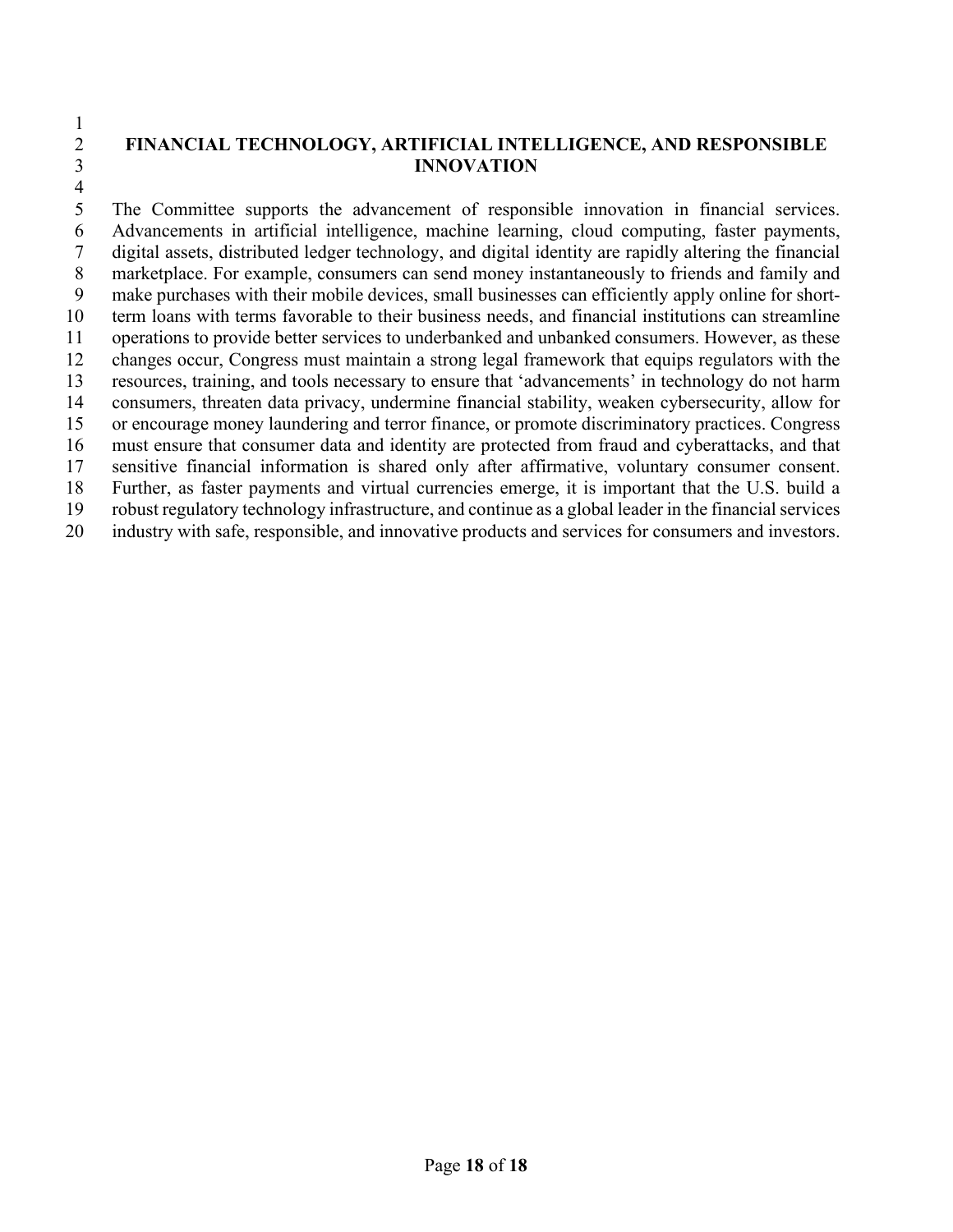## FINANCIAL TECHNOLOGY, ARTIFICIAL INTELLIGENCE, AND RESPONSIBLE INNOVATION

The Committee supports the advancement of responsible innovation in financial services. Advancements in artificial intelligence, machine learning, cloud computing, faster payments, digital assets, distributed ledger technology, and digital identity are rapidly altering the financial marketplace. For example, consumers can send money instantaneously to friends and family and make purchases with their mobile devices, small businesses can efficiently apply online for short-term loans with terms favorable to their business needs, and financial institutions can streamline operations to provide better services to underbanked and unbanked consumers. However, as these changes occur, Congress must maintain a strong legal framework that equips regulators with the resources, training, and tools necessary to ensure that 'advancements' in technology do not harm consumers, threaten data privacy, undermine financial stability, weaken cybersecurity, allow for or encourage money laundering and terror finance, or promote discriminatory practices. Congress must ensure that consumer data and identity are protected from fraud and cyberattacks, and that sensitive financial information is shared only after affirmative, voluntary consumer consent. Further, as faster payments and virtual currencies emerge, it is important that the U.S. build a robust regulatory technology infrastructure, and continue as a global leader in the financial services industry with safe, responsible, and innovative products and services for consumers and investors.